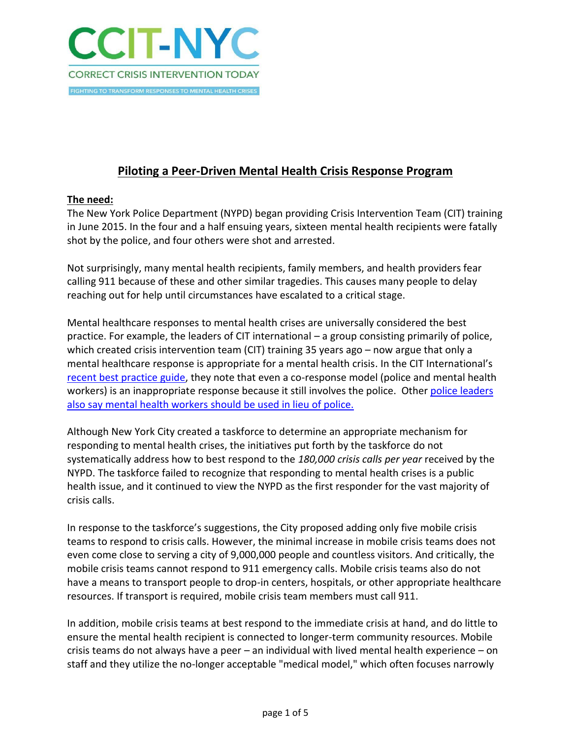# CCIT-NYC

CORRECT CRISIS INTERVENTION TODAY

FIGHTING TO TRANSFORM RESPONSES TO MENTAL HEALTH CRISES

## Piloting a Peer-Driven Mental Health Crisis Response Program

**The need:**

The New York Police Department (NYPD) began providing Crisis Intervention Team (CIT) training in June 2015. In the four and a half ensuing years, sixteen mental health recipients were fatally shot by the police, and four others were shot and arrested.

Not surprisingly, many mental health recipients, family members, and health providers fear calling 911 because of these and other similar tragedies. This causes many people to delay reaching out for help until circumstances have escalated to a critical stage.

Mental healthcare responses to mental health crises are universally considered the best practice. For example, the leaders of CIT international – a group consisting primarily of police, which created crisis intervention team (CIT) training 35 years ago – now argue that only a mental healthcare response is appropriate for a mental health crisis. In the CIT International's recent best practice guide, they note that even a co-response model (police and mental health workers) is an inappropriate response because it still involves the police. Other police leaders also say mental health workers should be used in lieu of police.

Although New York City created a taskforce to determine an appropriate mechanism for responding to mental health crises, the initiatives put forth by the taskforce do not systematically address how to best respond to the *180,000 crisis calls per year* received by the NYPD. The taskforce failed to recognize that responding to mental health crises is a public health issue, and it continued to view the NYPD as the first responder for the vast majority of crisis calls.

In response to the taskforce's suggestions, the City proposed adding only five mobile crisis teams to respond to crisis calls. However, the minimal increase in mobile crisis teams does not even come close to serving a city of 9,000,000 people and countless visitors. And critically, the mobile crisis teams cannot respond to 911 emergency calls. Mobile crisis teams also do not have a means to transport people to drop-in centers, hospitals, or other appropriate healthcare resources. If transport is required, mobile crisis team members must call 911.

In addition, mobile crisis teams at best respond to the immediate crisis at hand, and do little to ensure the mental health recipient is connected to longer-term community resources. Mobile crisis teams do not always have a peer – an individual with lived mental health experience – on staff and they utilize the no-longer acceptable "medical model," which often focuses narrowly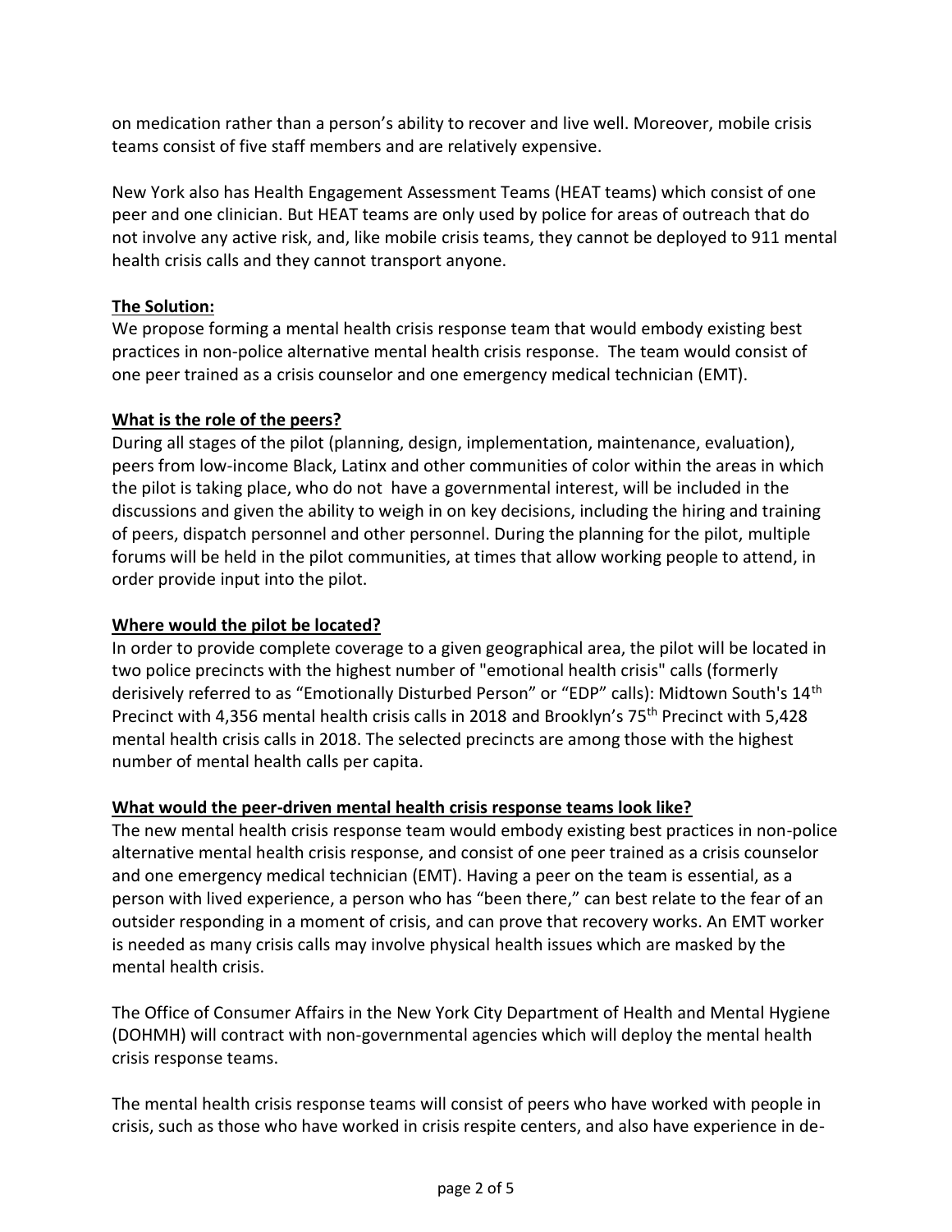on medication rather than a person's ability to recover and live well. Moreover, mobile crisis teams consist of five staff members and are relatively expensive.

New York also has Health Engagement Assessment Teams (HEAT teams) which consist of one peer and one clinician. But HEAT teams are only used by police for areas of outreach that do not involve any active risk, and, like mobile crisis teams, they cannot be deployed to 911 mental health crisis calls and they cannot transport anyone.

**The Solution:**

We propose forming a mental health crisis response team that would embody existing best practices in non-police alternative mental health crisis response. The team would consist of one peer trained as a crisis counselor and one emergency medical technician (EMT).

**What is the role of the peers?**

During all stages of the pilot (planning, design, implementation, maintenance, evaluation), peers from low-income Black, Latinx and other communities of color within the areas in which the pilot is taking place, who do not have a governmental interest, will be included in the discussions and given the ability to weigh in on key decisions, including the hiring and training of peers, dispatch personnel and other personnel. During the planning for the pilot, multiple forums will be held in the pilot communities, at times that allow working people to attend, in order provide input into the pilot.

**Where would the pilot be located?**

In order to provide complete coverage to a given geographical area, the pilot will be located in two police precincts with the highest number of "emotional health crisis" calls (formerly derisively referred to as "Emotionally Disturbed Person" or "EDP" calls): Midtown South's 14th Precinct with 4,356 mental health crisis calls in 2018 and Brooklyn's 75th Precinct with 5,428 mental health crisis calls in 2018. The selected precincts are among those with the highest number of mental health calls per capita.

**What would the peer-driven mental health crisis response teams look like?**

The new mental health crisis response team would embody existing best practices in non-police alternative mental health crisis response, and consist of one peer trained as a crisis counselor and one emergency medical technician (EMT). Having a peer on the team is essential, as a person with lived experience, a person who has "been there," can best relate to the fear of an outsider responding in a moment of crisis, and can prove that recovery works. An EMT worker is needed as many crisis calls may involve physical health issues which are masked by the mental health crisis.

The Office of Consumer Affairs in the New York City Department of Health and Mental Hygiene (DOHMH) will contract with non-governmental agencies which will deploy the mental health crisis response teams.

The mental health crisis response teams will consist of peers who have worked with people in crisis, such as those who have worked in crisis respite centers, and also have experience in de-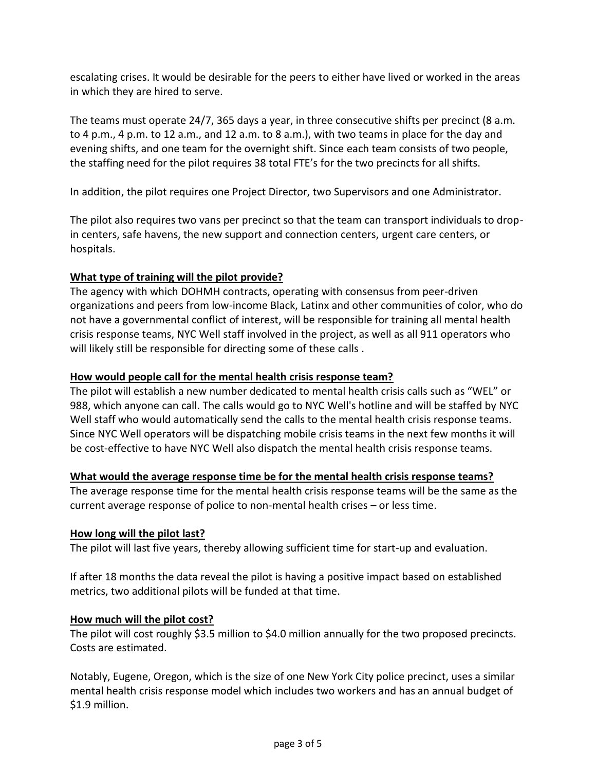escalating crises. It would be desirable for the peers to either have lived or worked in the areas in which they are hired to serve.

The teams must operate 24/7, 365 days a year, in three consecutive shifts per precinct (8 a.m. to 4 p.m., 4 p.m. to 12 a.m., and 12 a.m. to 8 a.m.), with two teams in place for the day and evening shifts, and one team for the overnight shift. Since each team consists of two people, the staffing need for the pilot requires 38 total FTE's for the two precincts for all shifts.

In addition, the pilot requires one Project Director, two Supervisors and one Administrator.

The pilot also requires two vans per precinct so that the team can transport individuals to drop-in centers, safe havens, the new support and connection centers, urgent care centers, or hospitals.

**What type of training will the pilot provide?**

The agency with which DOHMH contracts, operating with consensus from peer-driven organizations and peers from low-income Black, Latinx and other communities of color, who do not have a governmental conflict of interest, will be responsible for training all mental health crisis response teams, NYC Well staff involved in the project, as well as all 911 operators who will likely still be responsible for directing some of these calls .

**How would people call for the mental health crisis response team?**

The pilot will establish a new number dedicated to mental health crisis calls such as "WEL" or 988, which anyone can call. The calls would go to NYC Well's hotline and will be staffed by NYC Well staff who would automatically send the calls to the mental health crisis response teams. Since NYC Well operators will be dispatching mobile crisis teams in the next few months it will be cost-effective to have NYC Well also dispatch the mental health crisis response teams.

**What would the average response time be for the mental health crisis response teams?**

The average response time for the mental health crisis response teams will be the same as the current average response of police to non-mental health crises – or less time.

**How long will the pilot last?**

The pilot will last five years, thereby allowing sufficient time for start-up and evaluation.

If after 18 months the data reveal the pilot is having a positive impact based on established metrics, two additional pilots will be funded at that time.

**How much will the pilot cost?**

The pilot will cost roughly $3.5 million to $4.0 million annually for the two proposed precincts. Costs are estimated.

Notably, Eugene, Oregon, which is the size of one New York City police precinct, uses a similar mental health crisis response model which includes two workers and has an annual budget of $1.9 million.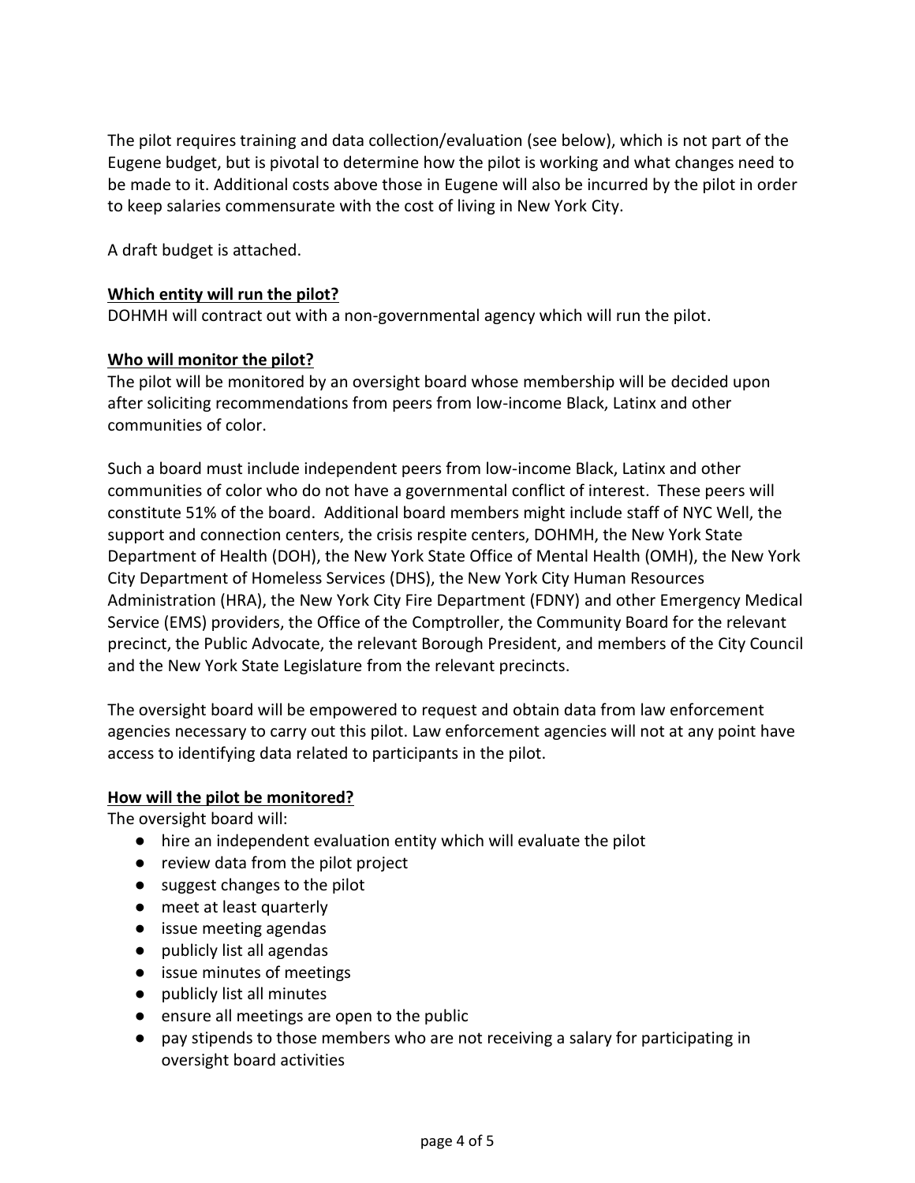The pilot requires training and data collection/evaluation (see below), which is not part of the Eugene budget, but is pivotal to determine how the pilot is working and what changes need to be made to it. Additional costs above those in Eugene will also be incurred by the pilot in order to keep salaries commensurate with the cost of living in New York City.

A draft budget is attached.

**Which entity will run the pilot?**

DOHMH will contract out with a non-governmental agency which will run the pilot.

**Who will monitor the pilot?**

The pilot will be monitored by an oversight board whose membership will be decided upon after soliciting recommendations from peers from low-income Black, Latinx and other communities of color.

Such a board must include independent peers from low-income Black, Latinx and other communities of color who do not have a governmental conflict of interest. These peers will constitute 51% of the board. Additional board members might include staff of NYC Well, the support and connection centers, the crisis respite centers, DOHMH, the New York State Department of Health (DOH), the New York State Office of Mental Health (OMH), the New York City Department of Homeless Services (DHS), the New York City Human Resources Administration (HRA), the New York City Fire Department (FDNY) and other Emergency Medical Service (EMS) providers, the Office of the Comptroller, the Community Board for the relevant precinct, the Public Advocate, the relevant Borough President, and members of the City Council and the New York State Legislature from the relevant precincts.

The oversight board will be empowered to request and obtain data from law enforcement agencies necessary to carry out this pilot. Law enforcement agencies will not at any point have access to identifying data related to participants in the pilot.

**How will the pilot be monitored?**

The oversight board will:

- hire an independent evaluation entity which will evaluate the pilot
- review data from the pilot project
- suggest changes to the pilot
- meet at least quarterly
- issue meeting agendas
- publicly list all agendas
- issue minutes of meetings
- publicly list all minutes
- ensure all meetings are open to the public
- pay stipends to those members who are not receiving a salary for participating in oversight board activities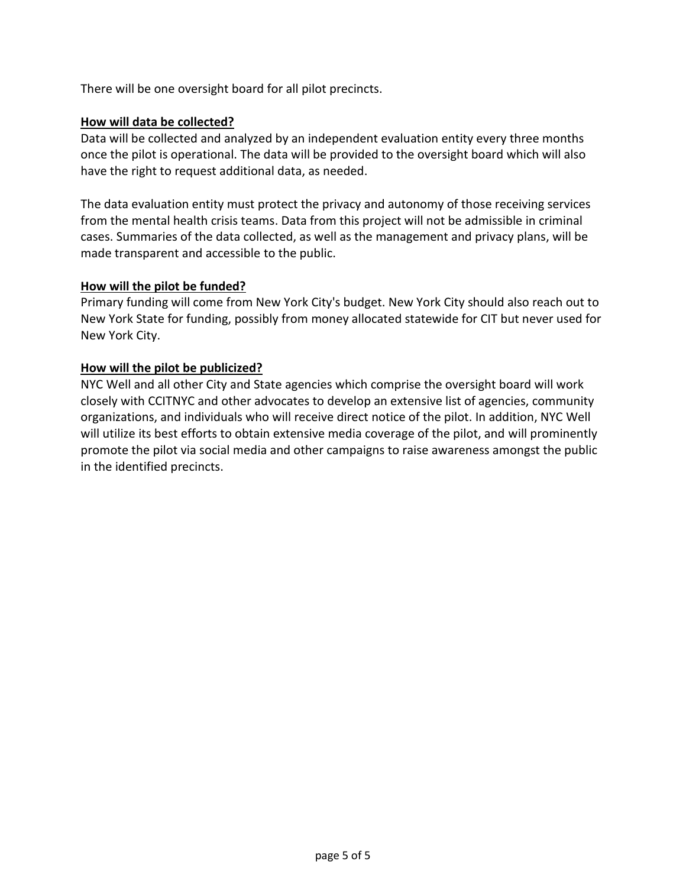There will be one oversight board for all pilot precincts.

**How will data be collected?**

Data will be collected and analyzed by an independent evaluation entity every three months once the pilot is operational. The data will be provided to the oversight board which will also have the right to request additional data, as needed.

The data evaluation entity must protect the privacy and autonomy of those receiving services from the mental health crisis teams. Data from this project will not be admissible in criminal cases. Summaries of the data collected, as well as the management and privacy plans, will be made transparent and accessible to the public.

**How will the pilot be funded?**

Primary funding will come from New York City's budget. New York City should also reach out to New York State for funding, possibly from money allocated statewide for CIT but never used for New York City.

**How will the pilot be publicized?**

NYC Well and all other City and State agencies which comprise the oversight board will work closely with CCITNYC and other advocates to develop an extensive list of agencies, community organizations, and individuals who will receive direct notice of the pilot. In addition, NYC Well will utilize its best efforts to obtain extensive media coverage of the pilot, and will prominently promote the pilot via social media and other campaigns to raise awareness amongst the public in the identified precincts.